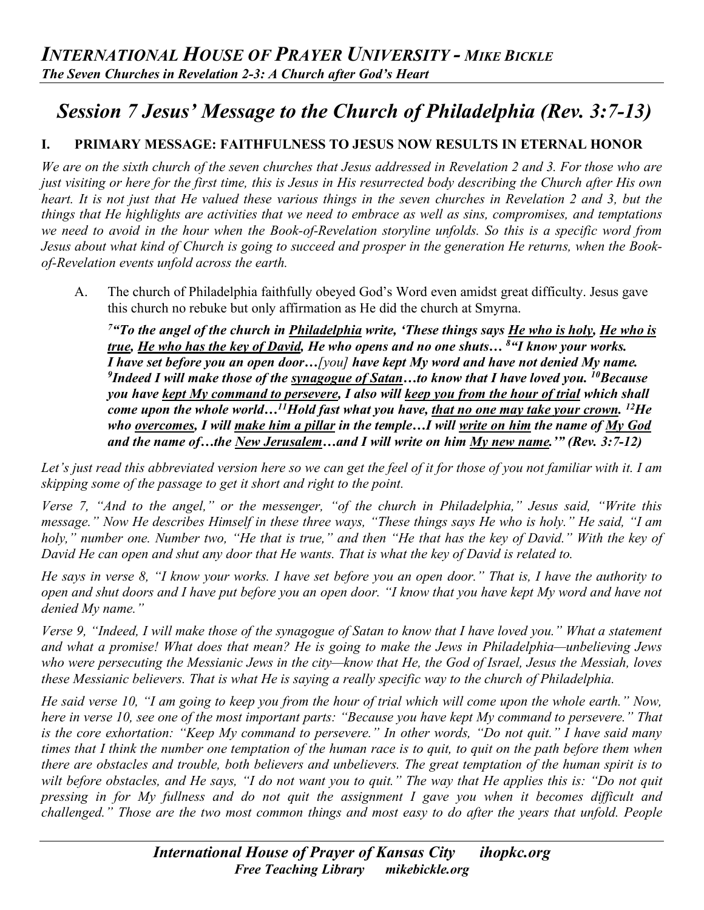# *INTERNATIONAL HOUSE OF PRAYER UNIVERSITY - MIKE BICKLE*

***The Seven Churches in Revelation 2-3: A Church after God's Heart***

## *Session 7 Jesus' Message to the Church of Philadelphia (Rev. 3:7-13)*

### I. PRIMARY MESSAGE: FAITHFULNESS TO JESUS NOW RESULTS IN ETERNAL HONOR

*We are on the sixth church of the seven churches that Jesus addressed in Revelation 2 and 3. For those who are just visiting or here for the first time, this is Jesus in His resurrected body describing the Church after His own heart. It is not just that He valued these various things in the seven churches in Revelation 2 and 3, but the things that He highlights are activities that we need to embrace as well as sins, compromises, and temptations we need to avoid in the hour when the Book-of-Revelation storyline unfolds. So this is a specific word from Jesus about what kind of Church is going to succeed and prosper in the generation He returns, when the Book-of-Revelation events unfold across the earth.*

A. The church of Philadelphia faithfully obeyed God's Word even amidst great difficulty. Jesus gave this church no rebuke but only affirmation as He did the church at Smyrna.

***[7]"To the angel of the church in Philadelphia write, 'These things says He who is holy, He who is true, He who has the key of David, He who opens and no one shuts… [8]"I know your works. I have set before you an open door…**[you]* **have kept My word and have not denied My name. [9]Indeed I will make those of the synagogue of Satan…to know that I have loved you. [10]Because you have kept My command to persevere, I also will keep you from the hour of trial which shall come upon the whole world…[11]Hold fast what you have, that no one may take your crown. [12]He who overcomes, I will make him a pillar in the temple…I will write on him the name of My God and the name of…the New Jerusalem…and I will write on him My new name.'" (Rev. 3:7-12)***

*Let's just read this abbreviated version here so we can get the feel of it for those of you not familiar with it. I am skipping some of the passage to get it short and right to the point.*

*Verse 7, "And to the angel," or the messenger, "of the church in Philadelphia," Jesus said, "Write this message." Now He describes Himself in these three ways, "These things says He who is holy." He said, "I am holy," number one. Number two, "He that is true," and then "He that has the key of David." With the key of David He can open and shut any door that He wants. That is what the key of David is related to.*

*He says in verse 8, "I know your works. I have set before you an open door." That is, I have the authority to open and shut doors and I have put before you an open door. "I know that you have kept My word and have not denied My name."*

*Verse 9, "Indeed, I will make those of the synagogue of Satan to know that I have loved you." What a statement and what a promise! What does that mean? He is going to make the Jews in Philadelphia—unbelieving Jews who were persecuting the Messianic Jews in the city—know that He, the God of Israel, Jesus the Messiah, loves these Messianic believers. That is what He is saying a really specific way to the church of Philadelphia.*

*He said verse 10, "I am going to keep you from the hour of trial which will come upon the whole earth." Now, here in verse 10, see one of the most important parts: "Because you have kept My command to persevere." That is the core exhortation: "Keep My command to persevere." In other words, "Do not quit." I have said many times that I think the number one temptation of the human race is to quit, to quit on the path before them when there are obstacles and trouble, both believers and unbelievers. The great temptation of the human spirit is to wilt before obstacles, and He says, "I do not want you to quit." The way that He applies this is: "Do not quit pressing in for My fullness and do not quit the assignment I gave you when it becomes difficult and challenged." Those are the two most common things and most easy to do after the years that unfold. People*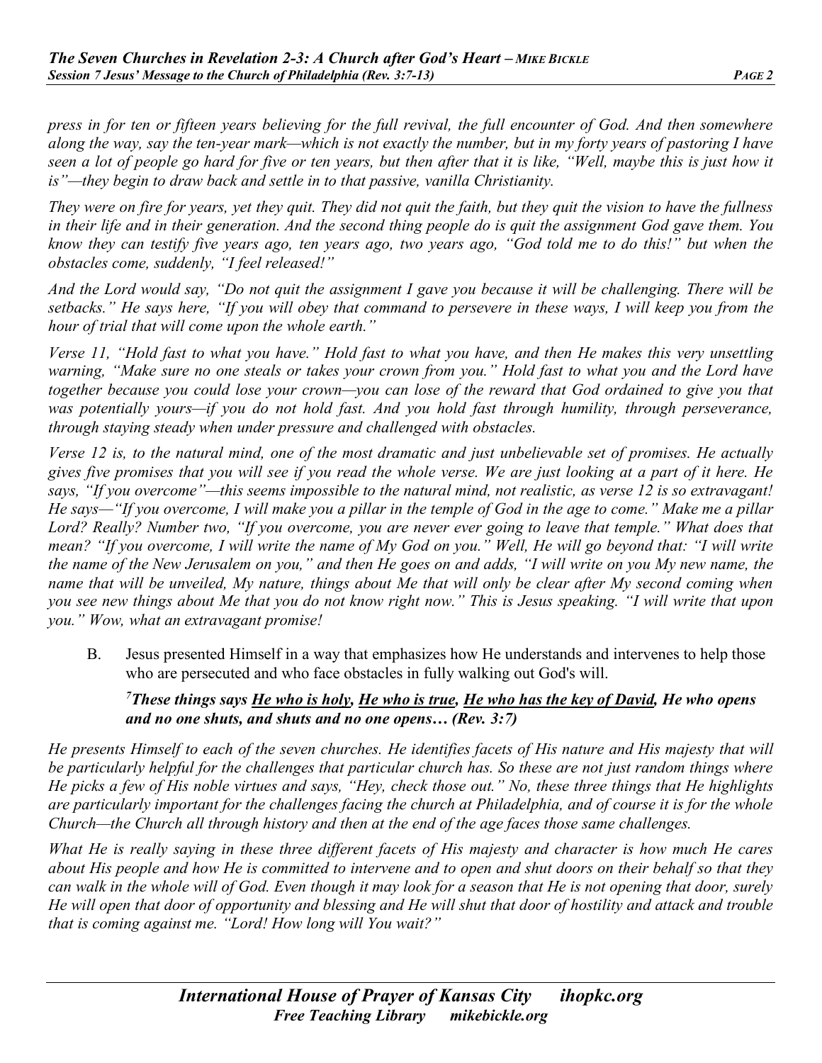*press in for ten or fifteen years believing for the full revival, the full encounter of God. And then somewhere along the way, say the ten-year mark—which is not exactly the number, but in my forty years of pastoring I have seen a lot of people go hard for five or ten years, but then after that it is like, "Well, maybe this is just how it is"—they begin to draw back and settle in to that passive, vanilla Christianity.*

*They were on fire for years, yet they quit. They did not quit the faith, but they quit the vision to have the fullness in their life and in their generation. And the second thing people do is quit the assignment God gave them. You know they can testify five years ago, ten years ago, two years ago, "God told me to do this!" but when the obstacles come, suddenly, "I feel released!"*

*And the Lord would say, "Do not quit the assignment I gave you because it will be challenging. There will be setbacks." He says here, "If you will obey that command to persevere in these ways, I will keep you from the hour of trial that will come upon the whole earth."*

*Verse 11, "Hold fast to what you have." Hold fast to what you have, and then He makes this very unsettling warning, "Make sure no one steals or takes your crown from you." Hold fast to what you and the Lord have together because you could lose your crown—you can lose of the reward that God ordained to give you that was potentially yours—if you do not hold fast. And you hold fast through humility, through perseverance, through staying steady when under pressure and challenged with obstacles.*

*Verse 12 is, to the natural mind, one of the most dramatic and just unbelievable set of promises. He actually gives five promises that you will see if you read the whole verse. We are just looking at a part of it here. He says, "If you overcome"—this seems impossible to the natural mind, not realistic, as verse 12 is so extravagant! He says—"If you overcome, I will make you a pillar in the temple of God in the age to come." Make me a pillar Lord? Really? Number two, "If you overcome, you are never ever going to leave that temple." What does that mean? "If you overcome, I will write the name of My God on you." Well, He will go beyond that: "I will write the name of the New Jerusalem on you," and then He goes on and adds, "I will write on you My new name, the name that will be unveiled, My nature, things about Me that will only be clear after My second coming when you see new things about Me that you do not know right now." This is Jesus speaking. "I will write that upon you." Wow, what an extravagant promise!*

B. Jesus presented Himself in a way that emphasizes how He understands and intervenes to help those who are persecuted and who face obstacles in fully walking out God's will.

> [7]***These things says <u>He who is holy</u>, <u>He who is true</u>, <u>He who has the key of David</u>, He who opens and no one shuts, and shuts and no one opens… (Rev. 3:7)***

*He presents Himself to each of the seven churches. He identifies facets of His nature and His majesty that will be particularly helpful for the challenges that particular church has. So these are not just random things where He picks a few of His noble virtues and says, "Hey, check those out." No, these three things that He highlights are particularly important for the challenges facing the church at Philadelphia, and of course it is for the whole Church—the Church all through history and then at the end of the age faces those same challenges.*

*What He is really saying in these three different facets of His majesty and character is how much He cares about His people and how He is committed to intervene and to open and shut doors on their behalf so that they can walk in the whole will of God. Even though it may look for a season that He is not opening that door, surely He will open that door of opportunity and blessing and He will shut that door of hostility and attack and trouble that is coming against me. "Lord! How long will You wait?"*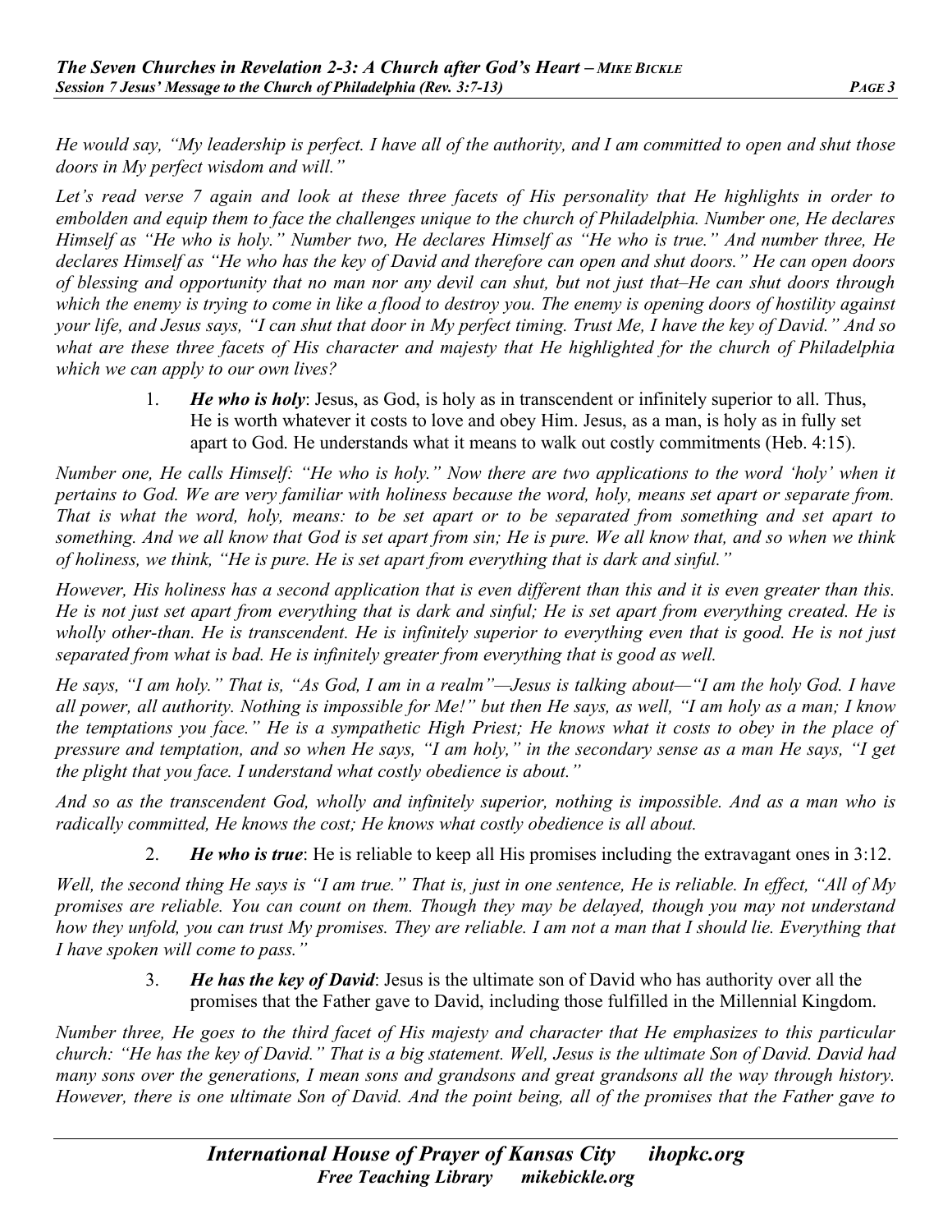*He would say, "My leadership is perfect. I have all of the authority, and I am committed to open and shut those doors in My perfect wisdom and will."*

*Let's read verse 7 again and look at these three facets of His personality that He highlights in order to embolden and equip them to face the challenges unique to the church of Philadelphia. Number one, He declares Himself as "He who is holy." Number two, He declares Himself as "He who is true." And number three, He declares Himself as "He who has the key of David and therefore can open and shut doors." He can open doors of blessing and opportunity that no man nor any devil can shut, but not just that–He can shut doors through which the enemy is trying to come in like a flood to destroy you. The enemy is opening doors of hostility against your life, and Jesus says, "I can shut that door in My perfect timing. Trust Me, I have the key of David." And so what are these three facets of His character and majesty that He highlighted for the church of Philadelphia which we can apply to our own lives?*

1. ***He who is holy***: Jesus, as God, is holy as in transcendent or infinitely superior to all. Thus, He is worth whatever it costs to love and obey Him. Jesus, as a man, is holy as in fully set apart to God. He understands what it means to walk out costly commitments (Heb. 4:15).

*Number one, He calls Himself: "He who is holy." Now there are two applications to the word 'holy' when it pertains to God. We are very familiar with holiness because the word, holy, means set apart or separate from. That is what the word, holy, means: to be set apart or to be separated from something and set apart to something. And we all know that God is set apart from sin; He is pure. We all know that, and so when we think of holiness, we think, "He is pure. He is set apart from everything that is dark and sinful."*

*However, His holiness has a second application that is even different than this and it is even greater than this. He is not just set apart from everything that is dark and sinful; He is set apart from everything created. He is wholly other-than. He is transcendent. He is infinitely superior to everything even that is good. He is not just separated from what is bad. He is infinitely greater from everything that is good as well.*

*He says, "I am holy." That is, "As God, I am in a realm"—Jesus is talking about—"I am the holy God. I have all power, all authority. Nothing is impossible for Me!" but then He says, as well, "I am holy as a man; I know the temptations you face." He is a sympathetic High Priest; He knows what it costs to obey in the place of pressure and temptation, and so when He says, "I am holy," in the secondary sense as a man He says, "I get the plight that you face. I understand what costly obedience is about."*

*And so as the transcendent God, wholly and infinitely superior, nothing is impossible. And as a man who is radically committed, He knows the cost; He knows what costly obedience is all about.*

2. ***He who is true***: He is reliable to keep all His promises including the extravagant ones in 3:12.

*Well, the second thing He says is "I am true." That is, just in one sentence, He is reliable. In effect, "All of My promises are reliable. You can count on them. Though they may be delayed, though you may not understand how they unfold, you can trust My promises. They are reliable. I am not a man that I should lie. Everything that I have spoken will come to pass."*

3. ***He has the key of David***: Jesus is the ultimate son of David who has authority over all the promises that the Father gave to David, including those fulfilled in the Millennial Kingdom.

*Number three, He goes to the third facet of His majesty and character that He emphasizes to this particular church: "He has the key of David." That is a big statement. Well, Jesus is the ultimate Son of David. David had many sons over the generations, I mean sons and grandsons and great grandsons all the way through history. However, there is one ultimate Son of David. And the point being, all of the promises that the Father gave to*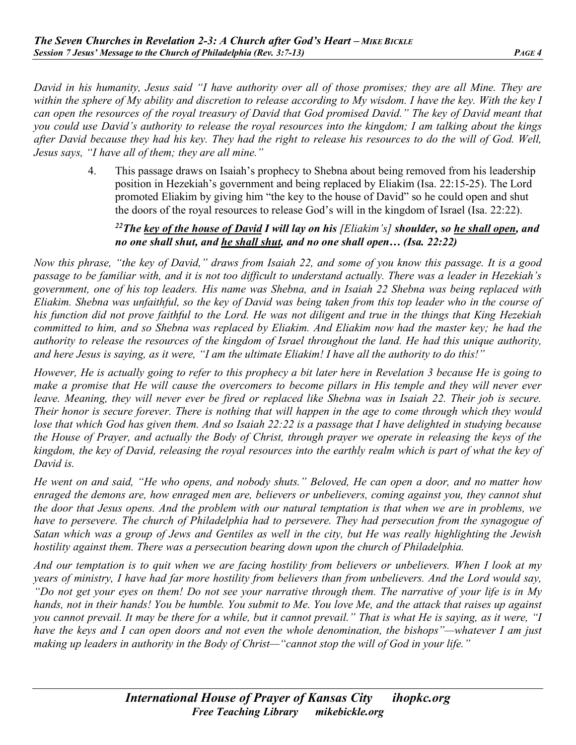*David in his humanity, Jesus said "I have authority over all of those promises; they are all Mine. They are within the sphere of My ability and discretion to release according to My wisdom. I have the key. With the key I can open the resources of the royal treasury of David that God promised David." The key of David meant that you could use David's authority to release the royal resources into the kingdom; I am talking about the kings after David because they had his key. They had the right to release his resources to do the will of God. Well, Jesus says, "I have all of them; they are all mine."*

4. This passage draws on Isaiah's prophecy to Shebna about being removed from his leadership position in Hezekiah's government and being replaced by Eliakim (Isa. 22:15-25). The Lord promoted Eliakim by giving him "the key to the house of David" so he could open and shut the doors of the royal resources to release God's will in the kingdom of Israel (Isa. 22:22).

   ***[22]The <u>key of the house of David</u> I will lay on his** [Eliakim's] **shoulder, so <u>he shall open</u>, and no one shall shut, and <u>he shall shut</u>, and no one shall open… (Isa. 22:22)***

*Now this phrase, "the key of David," draws from Isaiah 22, and some of you know this passage. It is a good passage to be familiar with, and it is not too difficult to understand actually. There was a leader in Hezekiah's government, one of his top leaders. His name was Shebna, and in Isaiah 22 Shebna was being replaced with Eliakim. Shebna was unfaithful, so the key of David was being taken from this top leader who in the course of his function did not prove faithful to the Lord. He was not diligent and true in the things that King Hezekiah committed to him, and so Shebna was replaced by Eliakim. And Eliakim now had the master key; he had the authority to release the resources of the kingdom of Israel throughout the land. He had this unique authority, and here Jesus is saying, as it were, "I am the ultimate Eliakim! I have all the authority to do this!"*

*However, He is actually going to refer to this prophecy a bit later here in Revelation 3 because He is going to make a promise that He will cause the overcomers to become pillars in His temple and they will never ever leave. Meaning, they will never ever be fired or replaced like Shebna was in Isaiah 22. Their job is secure. Their honor is secure forever. There is nothing that will happen in the age to come through which they would lose that which God has given them. And so Isaiah 22:22 is a passage that I have delighted in studying because the House of Prayer, and actually the Body of Christ, through prayer we operate in releasing the keys of the kingdom, the key of David, releasing the royal resources into the earthly realm which is part of what the key of David is.*

*He went on and said, "He who opens, and nobody shuts." Beloved, He can open a door, and no matter how enraged the demons are, how enraged men are, believers or unbelievers, coming against you, they cannot shut the door that Jesus opens. And the problem with our natural temptation is that when we are in problems, we have to persevere. The church of Philadelphia had to persevere. They had persecution from the synagogue of Satan which was a group of Jews and Gentiles as well in the city, but He was really highlighting the Jewish hostility against them. There was a persecution bearing down upon the church of Philadelphia.*

*And our temptation is to quit when we are facing hostility from believers or unbelievers. When I look at my years of ministry, I have had far more hostility from believers than from unbelievers. And the Lord would say, "Do not get your eyes on them! Do not see your narrative through them. The narrative of your life is in My hands, not in their hands! You be humble. You submit to Me. You love Me, and the attack that raises up against you cannot prevail. It may be there for a while, but it cannot prevail." That is what He is saying, as it were, "I have the keys and I can open doors and not even the whole denomination, the bishops"—whatever I am just making up leaders in authority in the Body of Christ—"cannot stop the will of God in your life."*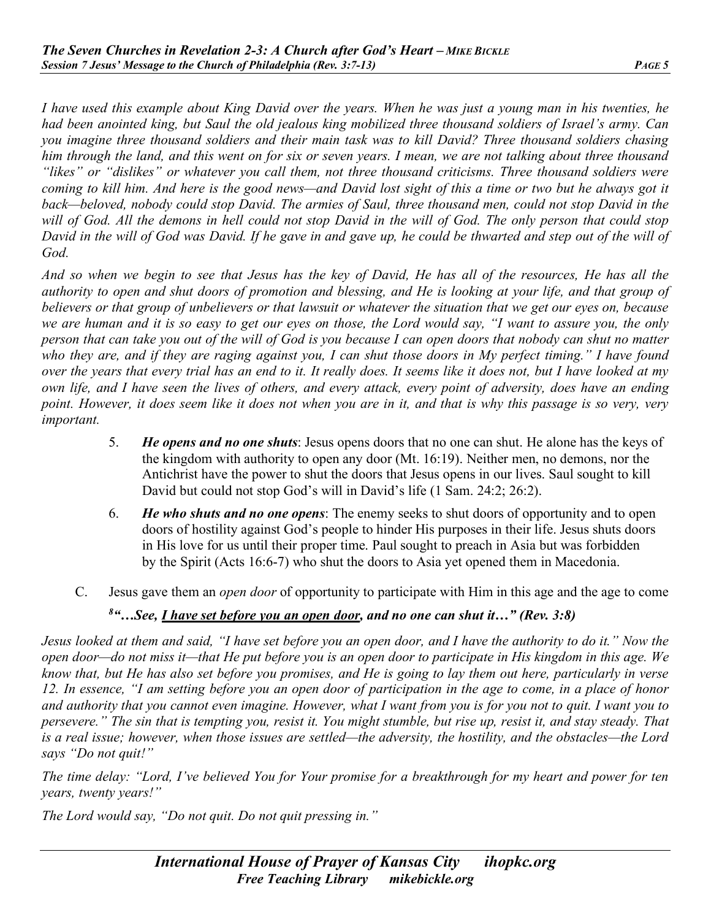*I have used this example about King David over the years. When he was just a young man in his twenties, he had been anointed king, but Saul the old jealous king mobilized three thousand soldiers of Israel's army. Can you imagine three thousand soldiers and their main task was to kill David? Three thousand soldiers chasing him through the land, and this went on for six or seven years. I mean, we are not talking about three thousand "likes" or "dislikes" or whatever you call them, not three thousand criticisms. Three thousand soldiers were coming to kill him. And here is the good news—and David lost sight of this a time or two but he always got it back—beloved, nobody could stop David. The armies of Saul, three thousand men, could not stop David in the will of God. All the demons in hell could not stop David in the will of God. The only person that could stop David in the will of God was David. If he gave in and gave up, he could be thwarted and step out of the will of God.*

*And so when we begin to see that Jesus has the key of David, He has all of the resources, He has all the authority to open and shut doors of promotion and blessing, and He is looking at your life, and that group of believers or that group of unbelievers or that lawsuit or whatever the situation that we get our eyes on, because we are human and it is so easy to get our eyes on those, the Lord would say, "I want to assure you, the only person that can take you out of the will of God is you because I can open doors that nobody can shut no matter who they are, and if they are raging against you, I can shut those doors in My perfect timing." I have found over the years that every trial has an end to it. It really does. It seems like it does not, but I have looked at my own life, and I have seen the lives of others, and every attack, every point of adversity, does have an ending point. However, it does seem like it does not when you are in it, and that is why this passage is so very, very important.*

5. ***He opens and no one shuts***: Jesus opens doors that no one can shut. He alone has the keys of the kingdom with authority to open any door (Mt. 16:19). Neither men, no demons, nor the Antichrist have the power to shut the doors that Jesus opens in our lives. Saul sought to kill David but could not stop God's will in David's life (1 Sam. 24:2; 26:2).
6. ***He who shuts and no one opens***: The enemy seeks to shut doors of opportunity and to open doors of hostility against God's people to hinder His purposes in their life. Jesus shuts doors in His love for us until their proper time. Paul sought to preach in Asia but was forbidden by the Spirit (Acts 16:6-7) who shut the doors to Asia yet opened them in Macedonia.

C. Jesus gave them an *open door* of opportunity to participate with Him in this age and the age to come

***[8]"…See, <u>I have set before you an open door</u>, and no one can shut it…" (Rev. 3:8)***

*Jesus looked at them and said, "I have set before you an open door, and I have the authority to do it." Now the open door—do not miss it—that He put before you is an open door to participate in His kingdom in this age. We know that, but He has also set before you promises, and He is going to lay them out here, particularly in verse 12. In essence, "I am setting before you an open door of participation in the age to come, in a place of honor and authority that you cannot even imagine. However, what I want from you is for you not to quit. I want you to persevere." The sin that is tempting you, resist it. You might stumble, but rise up, resist it, and stay steady. That is a real issue; however, when those issues are settled—the adversity, the hostility, and the obstacles—the Lord says "Do not quit!"*

*The time delay: "Lord, I've believed You for Your promise for a breakthrough for my heart and power for ten years, twenty years!"*

*The Lord would say, "Do not quit. Do not quit pressing in."*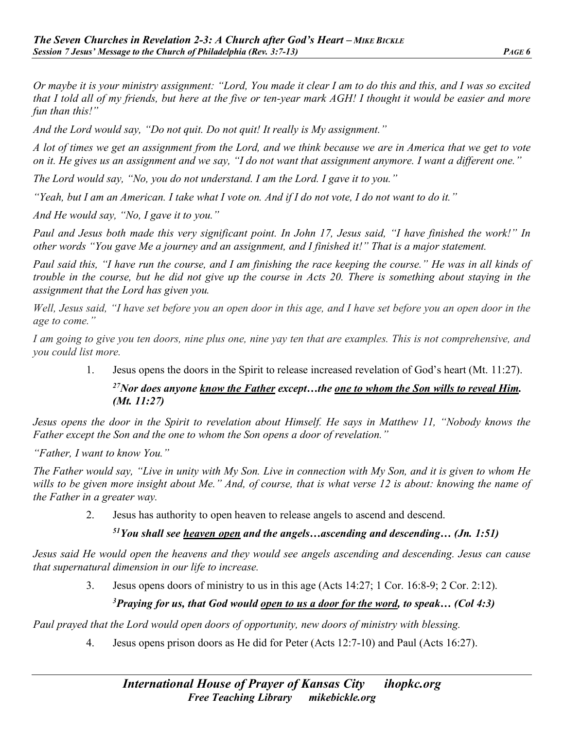*Or maybe it is your ministry assignment: "Lord, You made it clear I am to do this and this, and I was so excited that I told all of my friends, but here at the five or ten-year mark AGH! I thought it would be easier and more fun than this!"*

*And the Lord would say, "Do not quit. Do not quit! It really is My assignment."*

*A lot of times we get an assignment from the Lord, and we think because we are in America that we get to vote on it. He gives us an assignment and we say, "I do not want that assignment anymore. I want a different one."*

*The Lord would say, "No, you do not understand. I am the Lord. I gave it to you."*

*"Yeah, but I am an American. I take what I vote on. And if I do not vote, I do not want to do it."*

*And He would say, "No, I gave it to you."*

*Paul and Jesus both made this very significant point. In John 17, Jesus said, "I have finished the work!" In other words "You gave Me a journey and an assignment, and I finished it!" That is a major statement.*

*Paul said this, "I have run the course, and I am finishing the race keeping the course." He was in all kinds of trouble in the course, but he did not give up the course in Acts 20. There is something about staying in the assignment that the Lord has given you.*

*Well, Jesus said, "I have set before you an open door in this age, and I have set before you an open door in the age to come."*

*I am going to give you ten doors, nine plus one, nine yay ten that are examples. This is not comprehensive, and you could list more.*

1. Jesus opens the doors in the Spirit to release increased revelation of God's heart (Mt. 11:27).

   ***[27]Nor does anyone <u>know the Father</u> except…the <u>one to whom the Son wills to reveal Him</u>. (Mt. 11:27)***

*Jesus opens the door in the Spirit to revelation about Himself. He says in Matthew 11, "Nobody knows the Father except the Son and the one to whom the Son opens a door of revelation."*

*"Father, I want to know You."*

*The Father would say, "Live in unity with My Son. Live in connection with My Son, and it is given to whom He wills to be given more insight about Me." And, of course, that is what verse 12 is about: knowing the name of the Father in a greater way.*

2. Jesus has authority to open heaven to release angels to ascend and descend.

   ***[51]You shall see <u>heaven open</u> and the angels…ascending and descending… (Jn. 1:51)***

*Jesus said He would open the heavens and they would see angels ascending and descending. Jesus can cause that supernatural dimension in our life to increase.*

3. Jesus opens doors of ministry to us in this age (Acts 14:27; 1 Cor. 16:8-9; 2 Cor. 2:12).

   ***[3]Praying for us, that God would <u>open to us a door for the word</u>, to speak… (Col 4:3)***

*Paul prayed that the Lord would open doors of opportunity, new doors of ministry with blessing.*

4. Jesus opens prison doors as He did for Peter (Acts 12:7-10) and Paul (Acts 16:27).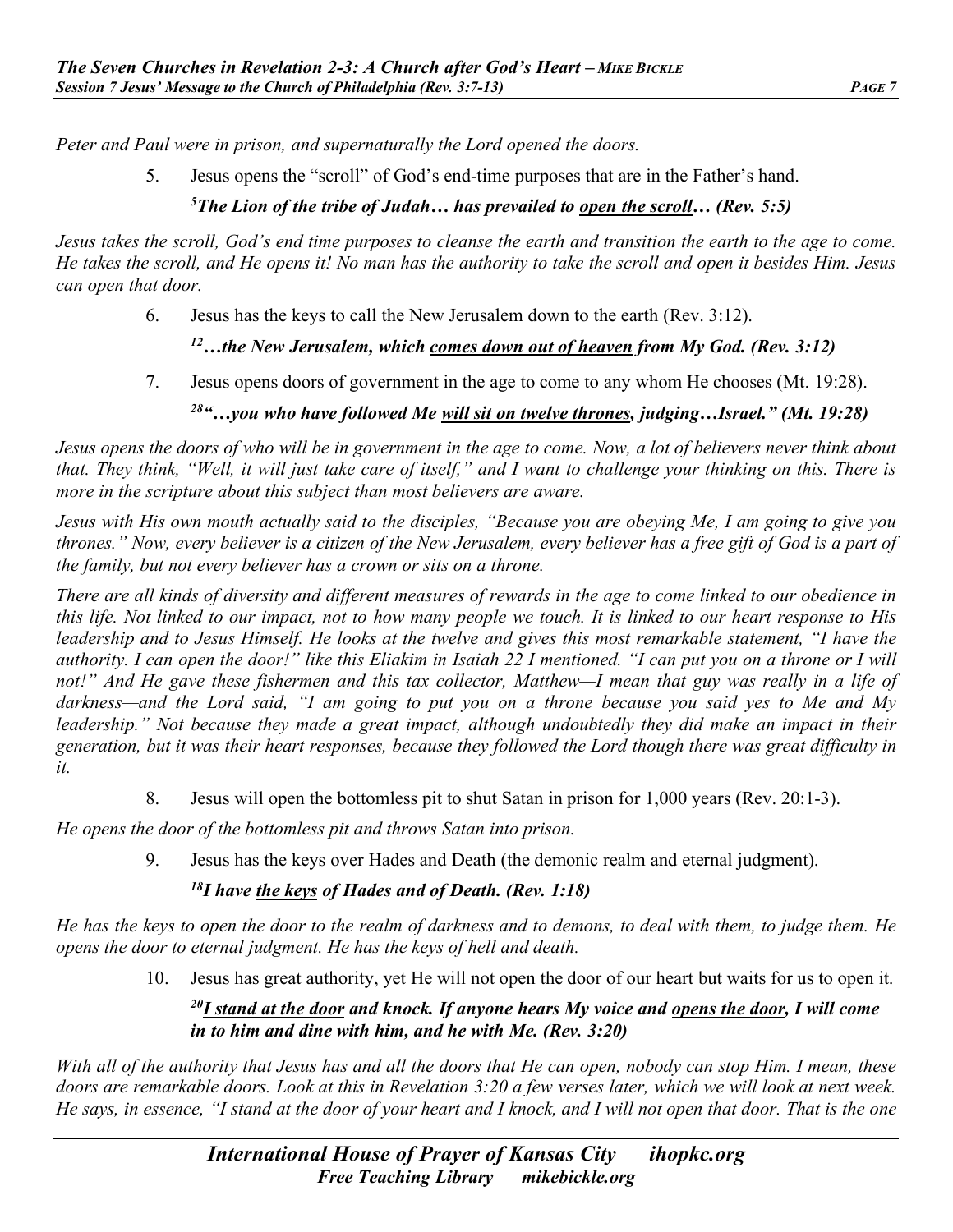*Peter and Paul were in prison, and supernaturally the Lord opened the doors.*

5. Jesus opens the "scroll" of God's end-time purposes that are in the Father's hand.

***[5]The Lion of the tribe of Judah… has prevailed to <u>open the scroll</u>… (Rev. 5:5)***

*Jesus takes the scroll, God's end time purposes to cleanse the earth and transition the earth to the age to come. He takes the scroll, and He opens it! No man has the authority to take the scroll and open it besides Him. Jesus can open that door.*

6. Jesus has the keys to call the New Jerusalem down to the earth (Rev. 3:12).

***[12]…the New Jerusalem, which <u>comes down out of heaven</u> from My God. (Rev. 3:12)***

7. Jesus opens doors of government in the age to come to any whom He chooses (Mt. 19:28).

***[28]"…you who have followed Me <u>will sit on twelve thrones</u>, judging…Israel." (Mt. 19:28)***

*Jesus opens the doors of who will be in government in the age to come. Now, a lot of believers never think about that. They think, "Well, it will just take care of itself," and I want to challenge your thinking on this. There is more in the scripture about this subject than most believers are aware.*

*Jesus with His own mouth actually said to the disciples, "Because you are obeying Me, I am going to give you thrones." Now, every believer is a citizen of the New Jerusalem, every believer has a free gift of God is a part of the family, but not every believer has a crown or sits on a throne.*

*There are all kinds of diversity and different measures of rewards in the age to come linked to our obedience in this life. Not linked to our impact, not to how many people we touch. It is linked to our heart response to His leadership and to Jesus Himself. He looks at the twelve and gives this most remarkable statement, "I have the authority. I can open the door!" like this Eliakim in Isaiah 22 I mentioned. "I can put you on a throne or I will not!" And He gave these fishermen and this tax collector, Matthew—I mean that guy was really in a life of darkness—and the Lord said, "I am going to put you on a throne because you said yes to Me and My leadership." Not because they made a great impact, although undoubtedly they did make an impact in their generation, but it was their heart responses, because they followed the Lord though there was great difficulty in it.*

8. Jesus will open the bottomless pit to shut Satan in prison for 1,000 years (Rev. 20:1-3).

*He opens the door of the bottomless pit and throws Satan into prison.*

9. Jesus has the keys over Hades and Death (the demonic realm and eternal judgment).

***[18]I have <u>the keys</u> of Hades and of Death. (Rev. 1:18)***

*He has the keys to open the door to the realm of darkness and to demons, to deal with them, to judge them. He opens the door to eternal judgment. He has the keys of hell and death.*

10. Jesus has great authority, yet He will not open the door of our heart but waits for us to open it.

***[20]<u>I stand at the door</u> and knock. If anyone hears My voice and <u>opens the door</u>, I will come in to him and dine with him, and he with Me. (Rev. 3:20)***

*With all of the authority that Jesus has and all the doors that He can open, nobody can stop Him. I mean, these doors are remarkable doors. Look at this in Revelation 3:20 a few verses later, which we will look at next week. He says, in essence, "I stand at the door of your heart and I knock, and I will not open that door. That is the one*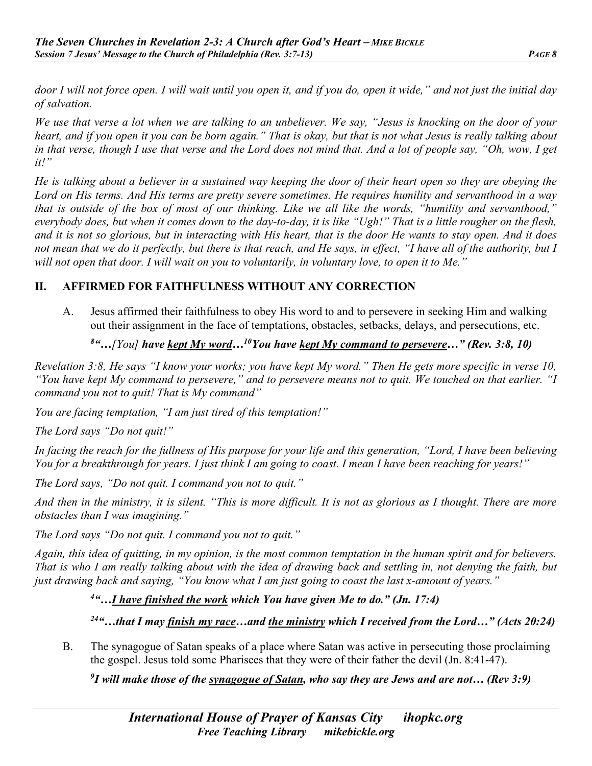*door I will not force open. I will wait until you open it, and if you do, open it wide," and not just the initial day of salvation.*

*We use that verse a lot when we are talking to an unbeliever. We say, "Jesus is knocking on the door of your heart, and if you open it you can be born again." That is okay, but that is not what Jesus is really talking about in that verse, though I use that verse and the Lord does not mind that. And a lot of people say, "Oh, wow, I get it!"*

*He is talking about a believer in a sustained way keeping the door of their heart open so they are obeying the Lord on His terms. And His terms are pretty severe sometimes. He requires humility and servanthood in a way that is outside of the box of most of our thinking. Like we all like the words, "humility and servanthood," everybody does, but when it comes down to the day-to-day, it is like "Ugh!" That is a little rougher on the flesh, and it is not so glorious, but in interacting with His heart, that is the door He wants to stay open. And it does not mean that we do it perfectly, but there is that reach, and He says, in effect, "I have all of the authority, but I will not open that door. I will wait on you to voluntarily, in voluntary love, to open it to Me."*

## II. AFFIRMED FOR FAITHFULNESS WITHOUT ANY CORRECTION

A. Jesus affirmed their faithfulness to obey His word to and to persevere in seeking Him and walking out their assignment in the face of temptations, obstacles, setbacks, delays, and persecutions, etc.

***[8]"…[You] have <u>kept My word</u>…[10]You have <u>kept My command to persevere</u>…" (Rev. 3:8, 10)***

*Revelation 3:8, He says "I know your works; you have kept My word." Then He gets more specific in verse 10, "You have kept My command to persevere," and to persevere means not to quit. We touched on that earlier. "I command you not to quit! That is My command"*

*You are facing temptation, "I am just tired of this temptation!"*

*The Lord says "Do not quit!"*

*In facing the reach for the fullness of His purpose for your life and this generation, "Lord, I have been believing You for a breakthrough for years. I just think I am going to coast. I mean I have been reaching for years!"*

*The Lord says, "Do not quit. I command you not to quit."*

*And then in the ministry, it is silent. "This is more difficult. It is not as glorious as I thought. There are more obstacles than I was imagining."*

*The Lord says "Do not quit. I command you not to quit."*

*Again, this idea of quitting, in my opinion, is the most common temptation in the human spirit and for believers. That is who I am really talking about with the idea of drawing back and settling in, not denying the faith, but just drawing back and saying, "You know what I am just going to coast the last x-amount of years."*

***[4]"…<u>I have finished the work</u> which You have given Me to do." (Jn. 17:4)***

***[24]"…that I may <u>finish my race</u>…and <u>the ministry</u> which I received from the Lord…" (Acts 20:24)***

B. The synagogue of Satan speaks of a place where Satan was active in persecuting those proclaiming the gospel. Jesus told some Pharisees that they were of their father the devil (Jn. 8:41-47).

***[9]I will make those of the <u>synagogue of Satan</u>, who say they are Jews and are not… (Rev 3:9)***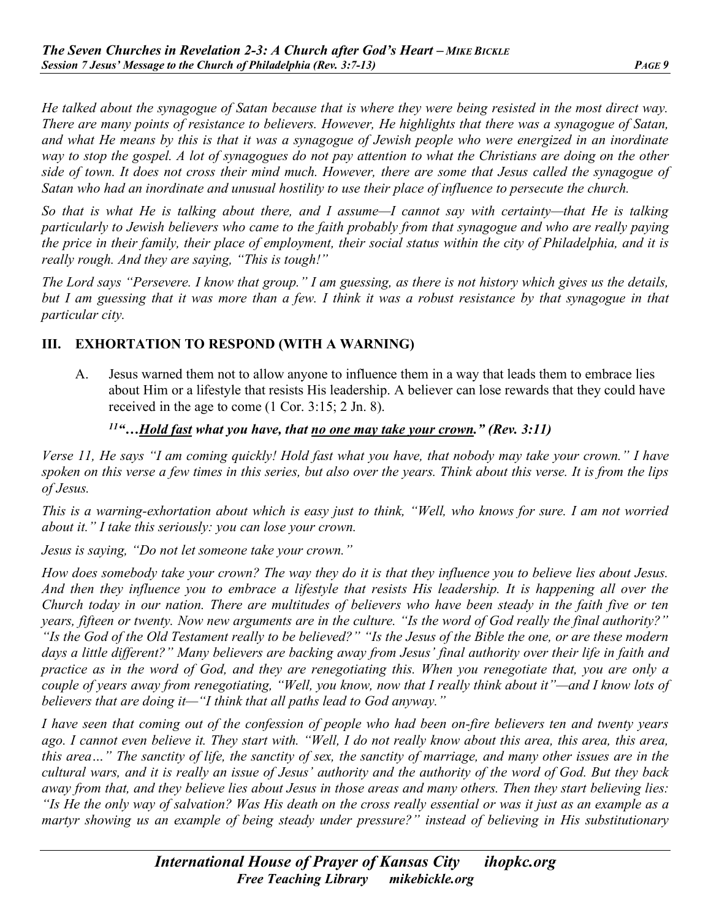*He talked about the synagogue of Satan because that is where they were being resisted in the most direct way. There are many points of resistance to believers. However, He highlights that there was a synagogue of Satan, and what He means by this is that it was a synagogue of Jewish people who were energized in an inordinate way to stop the gospel. A lot of synagogues do not pay attention to what the Christians are doing on the other side of town. It does not cross their mind much. However, there are some that Jesus called the synagogue of Satan who had an inordinate and unusual hostility to use their place of influence to persecute the church.*

*So that is what He is talking about there, and I assume—I cannot say with certainty—that He is talking particularly to Jewish believers who came to the faith probably from that synagogue and who are really paying the price in their family, their place of employment, their social status within the city of Philadelphia, and it is really rough. And they are saying, "This is tough!"*

*The Lord says "Persevere. I know that group." I am guessing, as there is not history which gives us the details, but I am guessing that it was more than a few. I think it was a robust resistance by that synagogue in that particular city.*

## III. EXHORTATION TO RESPOND (WITH A WARNING)

A. Jesus warned them not to allow anyone to influence them in a way that leads them to embrace lies about Him or a lifestyle that resists His leadership. A believer can lose rewards that they could have received in the age to come (1 Cor. 3:15; 2 Jn. 8).

***[11]"…<u>Hold fast</u> what you have, that <u>no one may take your crown</u>." (Rev. 3:11)***

*Verse 11, He says "I am coming quickly! Hold fast what you have, that nobody may take your crown." I have spoken on this verse a few times in this series, but also over the years. Think about this verse. It is from the lips of Jesus.*

*This is a warning-exhortation about which is easy just to think, "Well, who knows for sure. I am not worried about it." I take this seriously: you can lose your crown.*

*Jesus is saying, "Do not let someone take your crown."*

*How does somebody take your crown? The way they do it is that they influence you to believe lies about Jesus. And then they influence you to embrace a lifestyle that resists His leadership. It is happening all over the Church today in our nation. There are multitudes of believers who have been steady in the faith five or ten years, fifteen or twenty. Now new arguments are in the culture. "Is the word of God really the final authority?" "Is the God of the Old Testament really to be believed?" "Is the Jesus of the Bible the one, or are these modern days a little different?" Many believers are backing away from Jesus' final authority over their life in faith and practice as in the word of God, and they are renegotiating this. When you renegotiate that, you are only a couple of years away from renegotiating, "Well, you know, now that I really think about it"—and I know lots of believers that are doing it—"I think that all paths lead to God anyway."*

*I have seen that coming out of the confession of people who had been on-fire believers ten and twenty years ago. I cannot even believe it. They start with. "Well, I do not really know about this area, this area, this area, this area…" The sanctity of life, the sanctity of sex, the sanctity of marriage, and many other issues are in the cultural wars, and it is really an issue of Jesus' authority and the authority of the word of God. But they back away from that, and they believe lies about Jesus in those areas and many others. Then they start believing lies: "Is He the only way of salvation? Was His death on the cross really essential or was it just as an example as a martyr showing us an example of being steady under pressure?" instead of believing in His substitutionary*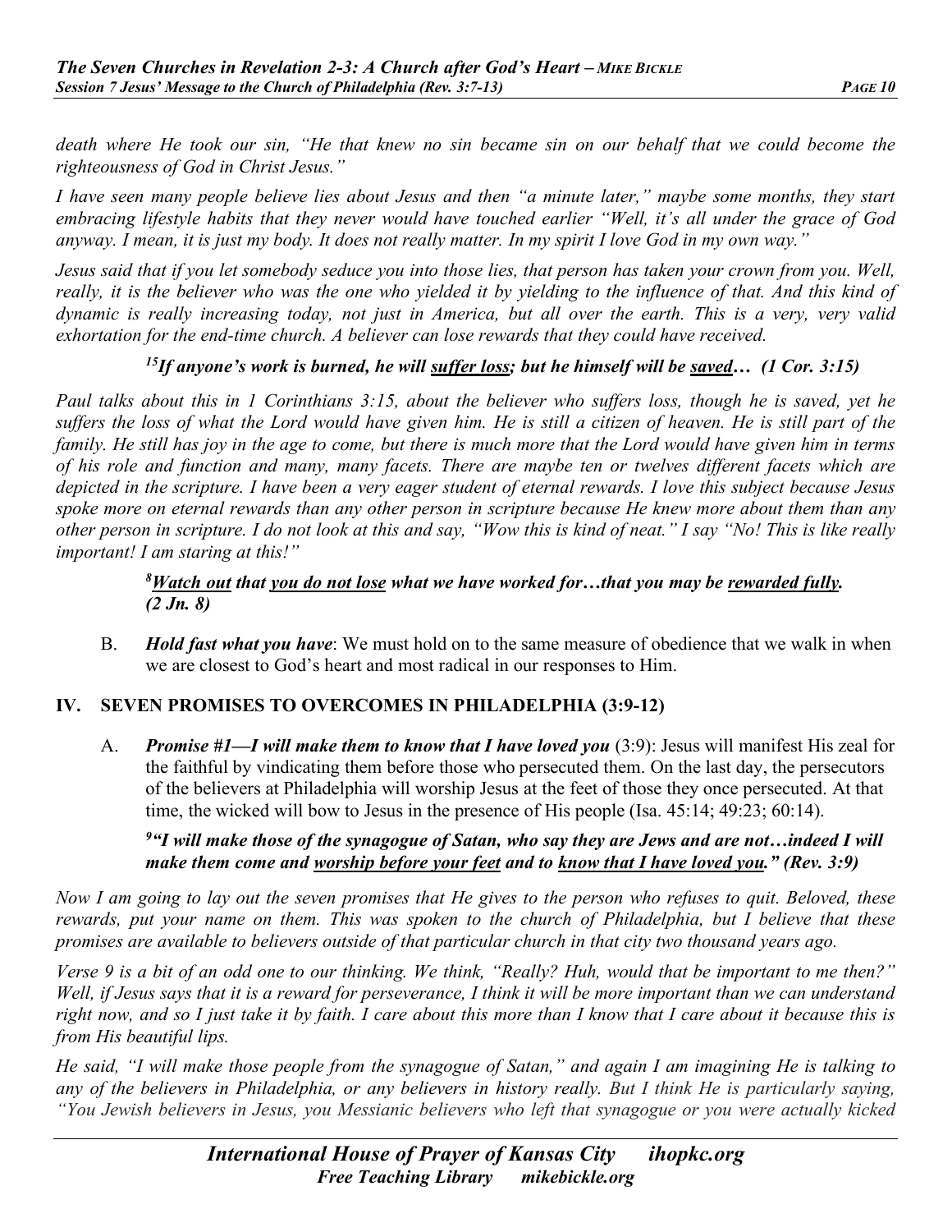*death where He took our sin, "He that knew no sin became sin on our behalf that we could become the righteousness of God in Christ Jesus."*

*I have seen many people believe lies about Jesus and then "a minute later," maybe some months, they start embracing lifestyle habits that they never would have touched earlier "Well, it's all under the grace of God anyway. I mean, it is just my body. It does not really matter. In my spirit I love God in my own way."*

*Jesus said that if you let somebody seduce you into those lies, that person has taken your crown from you. Well, really, it is the believer who was the one who yielded it by yielding to the influence of that. And this kind of dynamic is really increasing today, not just in America, but all over the earth. This is a very, very valid exhortation for the end-time church. A believer can lose rewards that they could have received.*

> ***[15]If anyone's work is burned, he will <u>suffer loss</u>; but he himself will be <u>saved</u>… (1 Cor. 3:15)***

*Paul talks about this in 1 Corinthians 3:15, about the believer who suffers loss, though he is saved, yet he suffers the loss of what the Lord would have given him. He is still a citizen of heaven. He is still part of the family. He still has joy in the age to come, but there is much more that the Lord would have given him in terms of his role and function and many, many facets. There are maybe ten or twelves different facets which are depicted in the scripture. I have been a very eager student of eternal rewards. I love this subject because Jesus spoke more on eternal rewards than any other person in scripture because He knew more about them than any other person in scripture. I do not look at this and say, "Wow this is kind of neat." I say "No! This is like really important! I am staring at this!"*

> ***[8]<u>Watch out</u> that <u>you do not lose</u> what we have worked for…that you may be <u>rewarded fully</u>. (2 Jn. 8)***

B. ***Hold fast what you have***: We must hold on to the same measure of obedience that we walk in when we are closest to God's heart and most radical in our responses to Him.

## IV. SEVEN PROMISES TO OVERCOMES IN PHILADELPHIA (3:9-12)

A. ***Promise #1—I will make them to know that I have loved you*** (3:9): Jesus will manifest His zeal for the faithful by vindicating them before those who persecuted them. On the last day, the persecutors of the believers at Philadelphia will worship Jesus at the feet of those they once persecuted. At that time, the wicked will bow to Jesus in the presence of His people (Isa. 45:14; 49:23; 60:14).

> ***[9]"I will make those of the synagogue of Satan, who say they are Jews and are not…indeed I will make them come and <u>worship before your feet</u> and to <u>know that I have loved you</u>." (Rev. 3:9)***

*Now I am going to lay out the seven promises that He gives to the person who refuses to quit. Beloved, these rewards, put your name on them. This was spoken to the church of Philadelphia, but I believe that these promises are available to believers outside of that particular church in that city two thousand years ago.*

*Verse 9 is a bit of an odd one to our thinking. We think, "Really? Huh, would that be important to me then?" Well, if Jesus says that it is a reward for perseverance, I think it will be more important than we can understand right now, and so I just take it by faith. I care about this more than I know that I care about it because this is from His beautiful lips.*

*He said, "I will make those people from the synagogue of Satan," and again I am imagining He is talking to any of the believers in Philadelphia, or any believers in history really. But I think He is particularly saying, "You Jewish believers in Jesus, you Messianic believers who left that synagogue or you were actually kicked*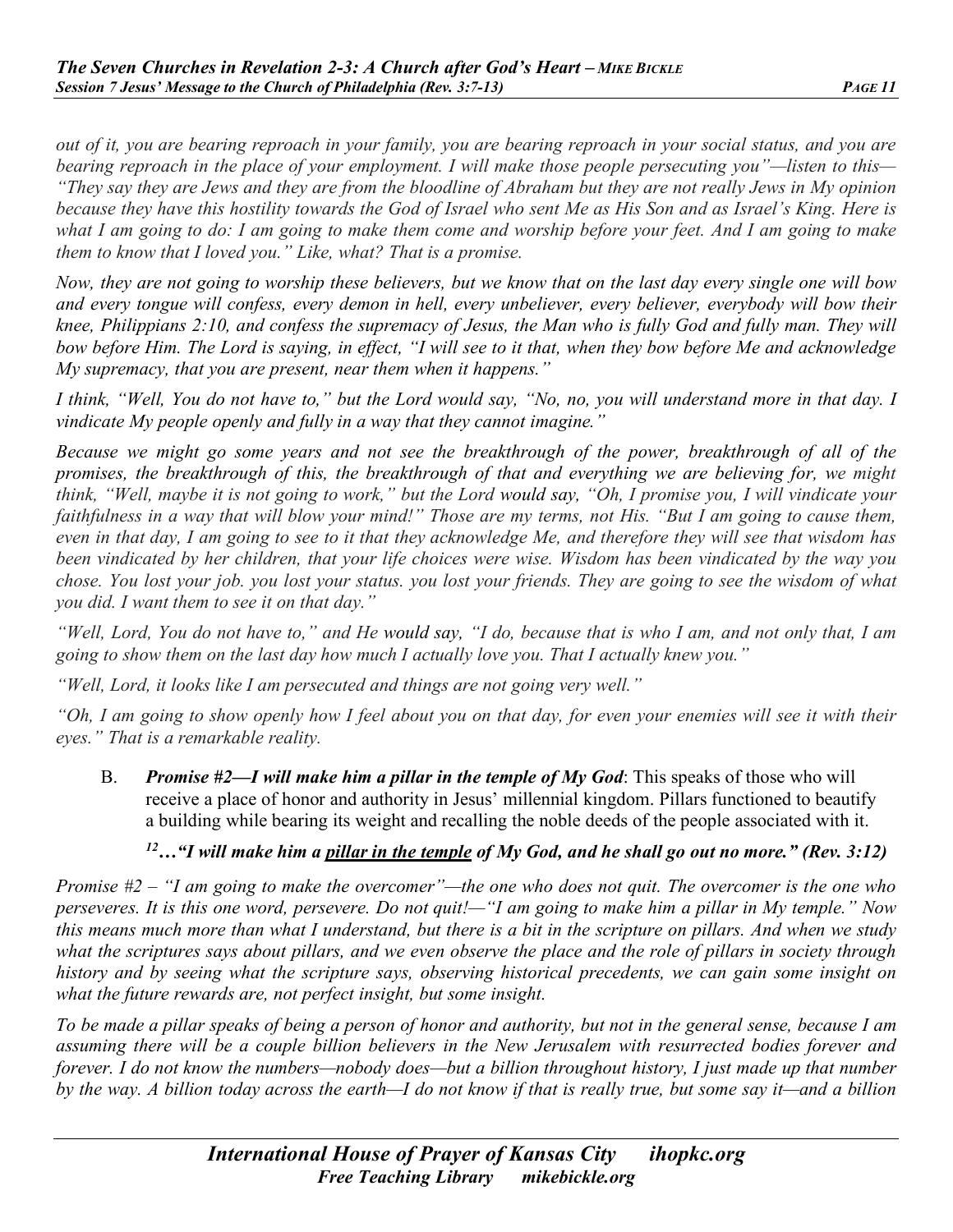*out of it, you are bearing reproach in your family, you are bearing reproach in your social status, and you are bearing reproach in the place of your employment. I will make those people persecuting you"—listen to this—"They say they are Jews and they are from the bloodline of Abraham but they are not really Jews in My opinion because they have this hostility towards the God of Israel who sent Me as His Son and as Israel's King. Here is what I am going to do: I am going to make them come and worship before your feet. And I am going to make them to know that I loved you." Like, what? That is a promise.*

*Now, they are not going to worship these believers, but we know that on the last day every single one will bow and every tongue will confess, every demon in hell, every unbeliever, every believer, everybody will bow their knee, Philippians 2:10, and confess the supremacy of Jesus, the Man who is fully God and fully man. They will bow before Him. The Lord is saying, in effect, "I will see to it that, when they bow before Me and acknowledge My supremacy, that you are present, near them when it happens."*

*I think, "Well, You do not have to," but the Lord would say, "No, no, you will understand more in that day. I vindicate My people openly and fully in a way that they cannot imagine."*

*Because we might go some years and not see the breakthrough of the power, breakthrough of all of the promises, the breakthrough of this, the breakthrough of that and everything we are believing for, we might think, "Well, maybe it is not going to work," but the Lord would say, "Oh, I promise you, I will vindicate your faithfulness in a way that will blow your mind!" Those are my terms, not His. "But I am going to cause them, even in that day, I am going to see to it that they acknowledge Me, and therefore they will see that wisdom has been vindicated by her children, that your life choices were wise. Wisdom has been vindicated by the way you chose. You lost your job. you lost your status. you lost your friends. They are going to see the wisdom of what you did. I want them to see it on that day."*

*"Well, Lord, You do not have to," and He would say, "I do, because that is who I am, and not only that, I am going to show them on the last day how much I actually love you. That I actually knew you."*

*"Well, Lord, it looks like I am persecuted and things are not going very well."*

*"Oh, I am going to show openly how I feel about you on that day, for even your enemies will see it with their eyes." That is a remarkable reality.*

B. ***Promise #2—I will make him a pillar in the temple of My God***: This speaks of those who will receive a place of honor and authority in Jesus' millennial kingdom. Pillars functioned to beautify a building while bearing its weight and recalling the noble deeds of the people associated with it.

***[12]…"I will make him a <u>pillar in the temple</u> of My God, and he shall go out no more." (Rev. 3:12)***

*Promise #2 – "I am going to make the overcomer"—the one who does not quit. The overcomer is the one who perseveres. It is this one word, persevere. Do not quit!—"I am going to make him a pillar in My temple." Now this means much more than what I understand, but there is a bit in the scripture on pillars. And when we study what the scriptures says about pillars, and we even observe the place and the role of pillars in society through history and by seeing what the scripture says, observing historical precedents, we can gain some insight on what the future rewards are, not perfect insight, but some insight.*

*To be made a pillar speaks of being a person of honor and authority, but not in the general sense, because I am assuming there will be a couple billion believers in the New Jerusalem with resurrected bodies forever and forever. I do not know the numbers—nobody does—but a billion throughout history, I just made up that number by the way. A billion today across the earth—I do not know if that is really true, but some say it—and a billion*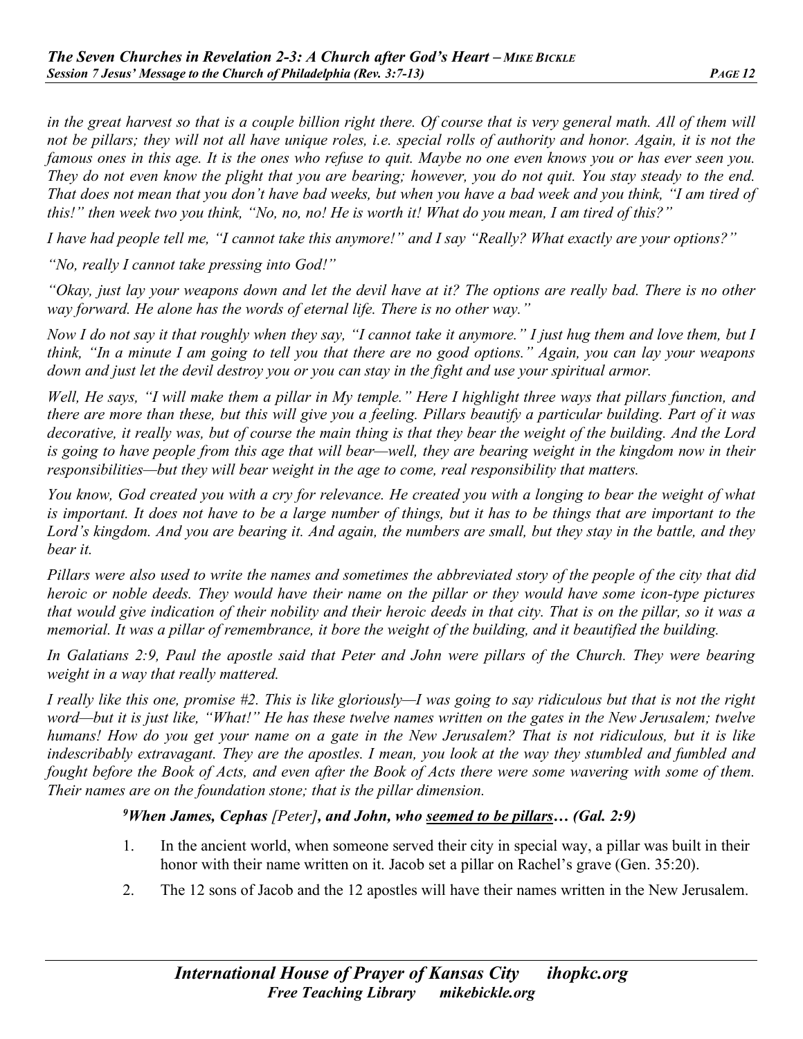*in the great harvest so that is a couple billion right there. Of course that is very general math. All of them will not be pillars; they will not all have unique roles, i.e. special rolls of authority and honor. Again, it is not the famous ones in this age. It is the ones who refuse to quit. Maybe no one even knows you or has ever seen you. They do not even know the plight that you are bearing; however, you do not quit. You stay steady to the end. That does not mean that you don't have bad weeks, but when you have a bad week and you think, "I am tired of this!" then week two you think, "No, no, no! He is worth it! What do you mean, I am tired of this?"*

*I have had people tell me, "I cannot take this anymore!" and I say "Really? What exactly are your options?"*

*"No, really I cannot take pressing into God!"*

*"Okay, just lay your weapons down and let the devil have at it? The options are really bad. There is no other way forward. He alone has the words of eternal life. There is no other way."*

*Now I do not say it that roughly when they say, "I cannot take it anymore." I just hug them and love them, but I think, "In a minute I am going to tell you that there are no good options." Again, you can lay your weapons down and just let the devil destroy you or you can stay in the fight and use your spiritual armor.*

*Well, He says, "I will make them a pillar in My temple." Here I highlight three ways that pillars function, and there are more than these, but this will give you a feeling. Pillars beautify a particular building. Part of it was decorative, it really was, but of course the main thing is that they bear the weight of the building. And the Lord is going to have people from this age that will bear—well, they are bearing weight in the kingdom now in their responsibilities—but they will bear weight in the age to come, real responsibility that matters.*

*You know, God created you with a cry for relevance. He created you with a longing to bear the weight of what is important. It does not have to be a large number of things, but it has to be things that are important to the Lord's kingdom. And you are bearing it. And again, the numbers are small, but they stay in the battle, and they bear it.*

*Pillars were also used to write the names and sometimes the abbreviated story of the people of the city that did heroic or noble deeds. They would have their name on the pillar or they would have some icon-type pictures that would give indication of their nobility and their heroic deeds in that city. That is on the pillar, so it was a memorial. It was a pillar of remembrance, it bore the weight of the building, and it beautified the building.*

*In Galatians 2:9, Paul the apostle said that Peter and John were pillars of the Church. They were bearing weight in a way that really mattered.*

*I really like this one, promise #2. This is like gloriously—I was going to say ridiculous but that is not the right word—but it is just like, "What!" He has these twelve names written on the gates in the New Jerusalem; twelve humans! How do you get your name on a gate in the New Jerusalem? That is not ridiculous, but it is like indescribably extravagant. They are the apostles. I mean, you look at the way they stumbled and fumbled and fought before the Book of Acts, and even after the Book of Acts there were some wavering with some of them. Their names are on the foundation stone; that is the pillar dimension.*

> ***[9]When James, Cephas** [Peter]**, and John, who <u>seemed to be pillars</u>… (Gal. 2:9)***

1. In the ancient world, when someone served their city in special way, a pillar was built in their honor with their name written on it. Jacob set a pillar on Rachel's grave (Gen. 35:20).
2. The 12 sons of Jacob and the 12 apostles will have their names written in the New Jerusalem.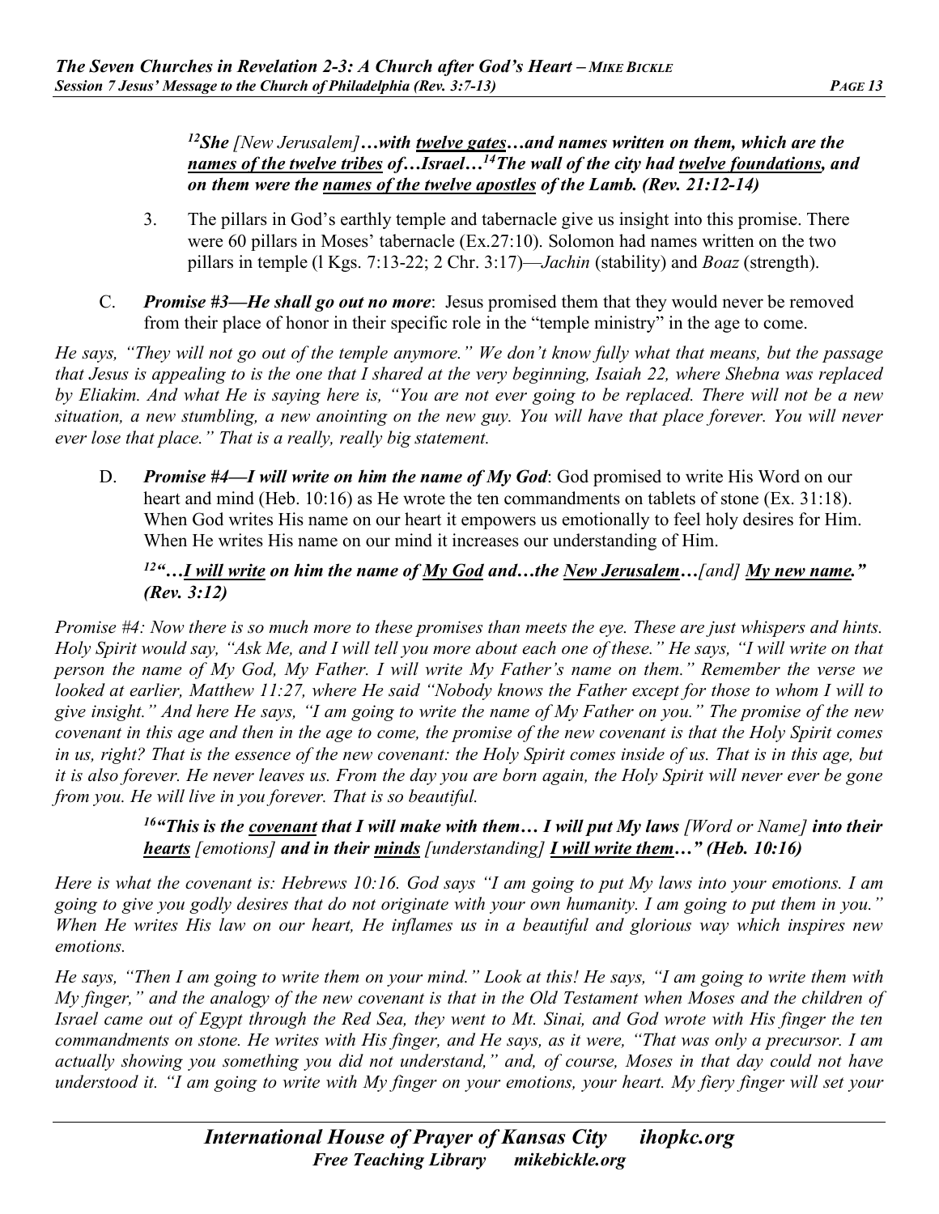***[12]She** [New Jerusalem]**…with <u>twelve gates</u>…and names written on them, which are the <u>names of the twelve tribes</u> of…Israel…[14]The wall of the city had <u>twelve foundations</u>, and on them were the <u>names of the twelve apostles</u> of the Lamb. (Rev. 21:12-14)***

3. The pillars in God's earthly temple and tabernacle give us insight into this promise. There were 60 pillars in Moses' tabernacle (Ex.27:10). Solomon had names written on the two pillars in temple (l Kgs. 7:13-22; 2 Chr. 3:17)—*Jachin* (stability) and *Boaz* (strength).

C. ***Promise #3—He shall go out no more***: Jesus promised them that they would never be removed from their place of honor in their specific role in the "temple ministry" in the age to come.

*He says, "They will not go out of the temple anymore." We don't know fully what that means, but the passage that Jesus is appealing to is the one that I shared at the very beginning, Isaiah 22, where Shebna was replaced by Eliakim. And what He is saying here is, "You are not ever going to be replaced. There will not be a new situation, a new stumbling, a new anointing on the new guy. You will have that place forever. You will never ever lose that place." That is a really, really big statement.*

D. ***Promise #4—I will write on him the name of My God***: God promised to write His Word on our heart and mind (Heb. 10:16) as He wrote the ten commandments on tablets of stone (Ex. 31:18). When God writes His name on our heart it empowers us emotionally to feel holy desires for Him. When He writes His name on our mind it increases our understanding of Him.

***[12]"…<u>I will write</u> on him the name of <u>My God</u> and…the <u>New Jerusalem</u>…[and] <u>My new name</u>." (Rev. 3:12)***

*Promise #4: Now there is so much more to these promises than meets the eye. These are just whispers and hints. Holy Spirit would say, "Ask Me, and I will tell you more about each one of these." He says, "I will write on that person the name of My God, My Father. I will write My Father's name on them." Remember the verse we looked at earlier, Matthew 11:27, where He said "Nobody knows the Father except for those to whom I will to give insight." And here He says, "I am going to write the name of My Father on you." The promise of the new covenant in this age and then in the age to come, the promise of the new covenant is that the Holy Spirit comes in us, right? That is the essence of the new covenant: the Holy Spirit comes inside of us. That is in this age, but it is also forever. He never leaves us. From the day you are born again, the Holy Spirit will never ever be gone from you. He will live in you forever. That is so beautiful.*

***[16]"This is the <u>covenant</u> that I will make with them… I will put My laws** [Word or Name] **into their <u>hearts</u>** [emotions] **and in their <u>minds</u>** [understanding] **<u>I will write them</u>…" (Heb. 10:16)***

*Here is what the covenant is: Hebrews 10:16. God says "I am going to put My laws into your emotions. I am going to give you godly desires that do not originate with your own humanity. I am going to put them in you." When He writes His law on our heart, He inflames us in a beautiful and glorious way which inspires new emotions.*

*He says, "Then I am going to write them on your mind." Look at this! He says, "I am going to write them with My finger," and the analogy of the new covenant is that in the Old Testament when Moses and the children of Israel came out of Egypt through the Red Sea, they went to Mt. Sinai, and God wrote with His finger the ten commandments on stone. He writes with His finger, and He says, as it were, "That was only a precursor. I am actually showing you something you did not understand," and, of course, Moses in that day could not have understood it. "I am going to write with My finger on your emotions, your heart. My fiery finger will set your*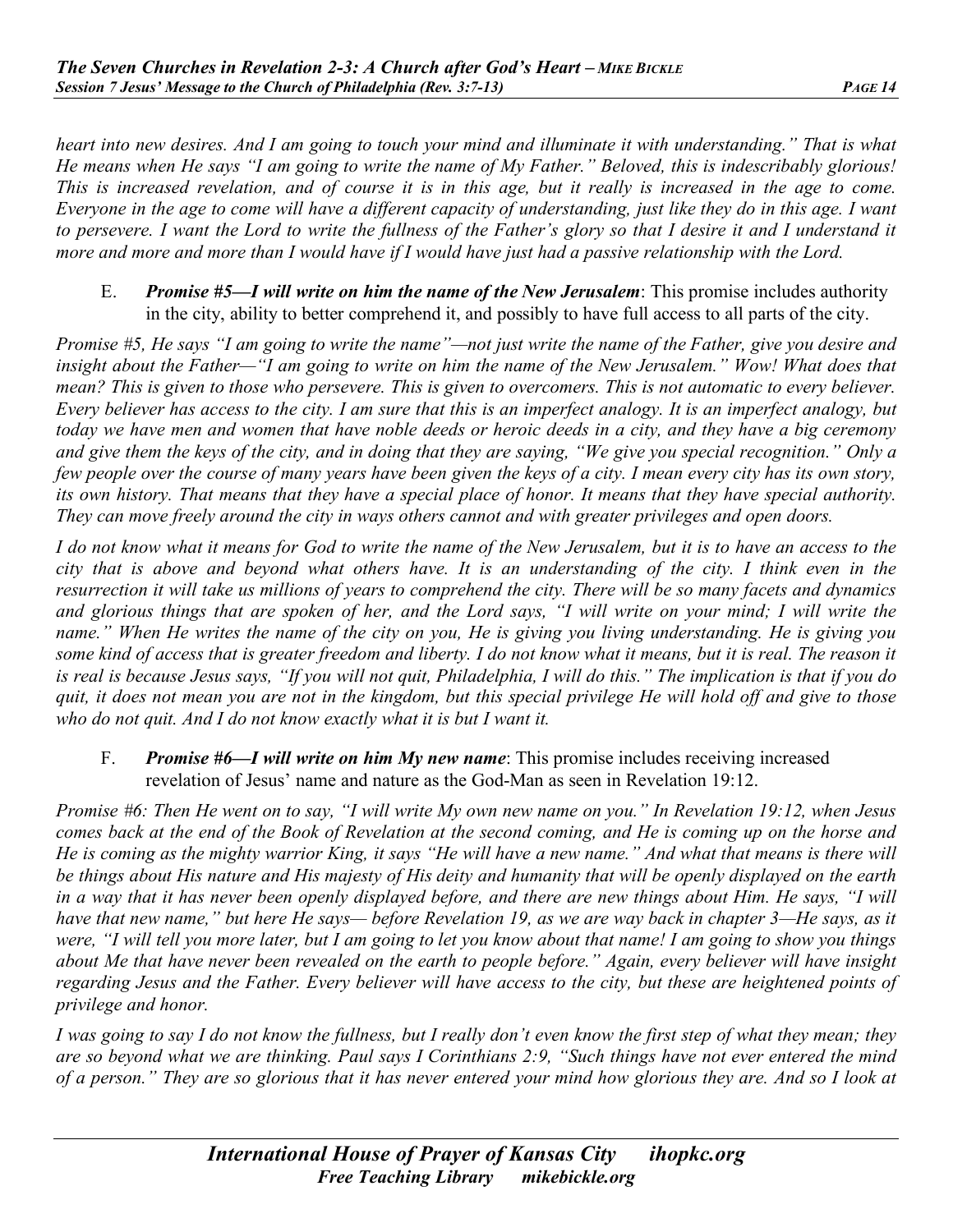*heart into new desires. And I am going to touch your mind and illuminate it with understanding." That is what He means when He says "I am going to write the name of My Father." Beloved, this is indescribably glorious! This is increased revelation, and of course it is in this age, but it really is increased in the age to come. Everyone in the age to come will have a different capacity of understanding, just like they do in this age. I want to persevere. I want the Lord to write the fullness of the Father's glory so that I desire it and I understand it more and more and more than I would have if I would have just had a passive relationship with the Lord.*

E. ***Promise #5—I will write on him the name of the New Jerusalem***: This promise includes authority in the city, ability to better comprehend it, and possibly to have full access to all parts of the city.

*Promise #5, He says "I am going to write the name"—not just write the name of the Father, give you desire and insight about the Father—"I am going to write on him the name of the New Jerusalem." Wow! What does that mean? This is given to those who persevere. This is given to overcomers. This is not automatic to every believer. Every believer has access to the city. I am sure that this is an imperfect analogy. It is an imperfect analogy, but today we have men and women that have noble deeds or heroic deeds in a city, and they have a big ceremony and give them the keys of the city, and in doing that they are saying, "We give you special recognition." Only a few people over the course of many years have been given the keys of a city. I mean every city has its own story, its own history. That means that they have a special place of honor. It means that they have special authority. They can move freely around the city in ways others cannot and with greater privileges and open doors.*

*I do not know what it means for God to write the name of the New Jerusalem, but it is to have an access to the city that is above and beyond what others have. It is an understanding of the city. I think even in the resurrection it will take us millions of years to comprehend the city. There will be so many facets and dynamics and glorious things that are spoken of her, and the Lord says, "I will write on your mind; I will write the name." When He writes the name of the city on you, He is giving you living understanding. He is giving you some kind of access that is greater freedom and liberty. I do not know what it means, but it is real. The reason it is real is because Jesus says, "If you will not quit, Philadelphia, I will do this." The implication is that if you do quit, it does not mean you are not in the kingdom, but this special privilege He will hold off and give to those who do not quit. And I do not know exactly what it is but I want it.*

F. ***Promise #6—I will write on him My new name***: This promise includes receiving increased revelation of Jesus' name and nature as the God-Man as seen in Revelation 19:12.

*Promise #6: Then He went on to say, "I will write My own new name on you." In Revelation 19:12, when Jesus comes back at the end of the Book of Revelation at the second coming, and He is coming up on the horse and He is coming as the mighty warrior King, it says "He will have a new name." And what that means is there will be things about His nature and His majesty of His deity and humanity that will be openly displayed on the earth in a way that it has never been openly displayed before, and there are new things about Him. He says, "I will have that new name," but here He says— before Revelation 19, as we are way back in chapter 3—He says, as it were, "I will tell you more later, but I am going to let you know about that name! I am going to show you things about Me that have never been revealed on the earth to people before." Again, every believer will have insight regarding Jesus and the Father. Every believer will have access to the city, but these are heightened points of privilege and honor.*

*I was going to say I do not know the fullness, but I really don't even know the first step of what they mean; they are so beyond what we are thinking. Paul says I Corinthians 2:9, "Such things have not ever entered the mind of a person." They are so glorious that it has never entered your mind how glorious they are. And so I look at*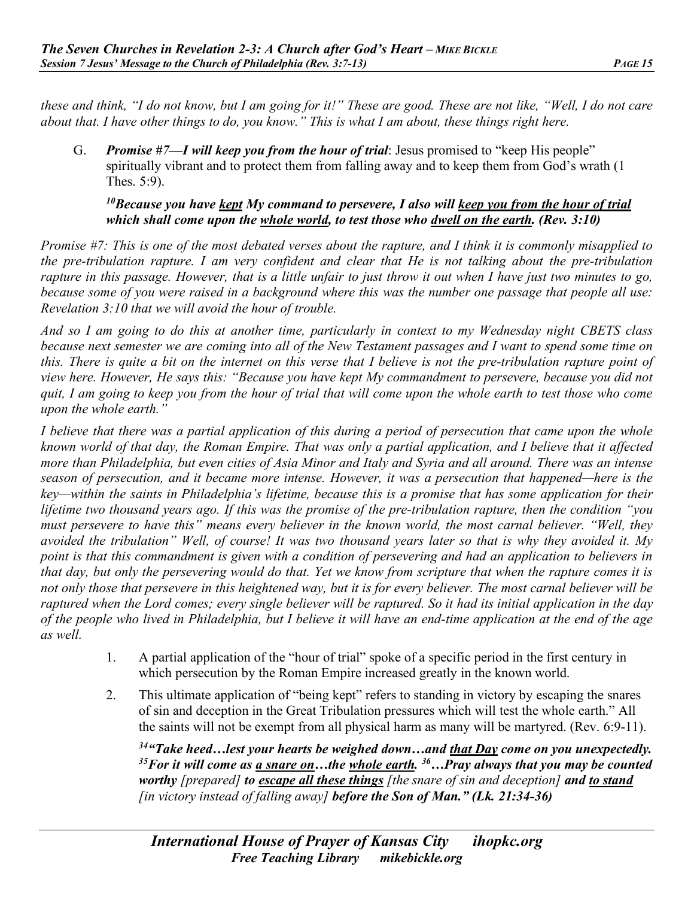*these and think, "I do not know, but I am going for it!" These are good. These are not like, "Well, I do not care about that. I have other things to do, you know." This is what I am about, these things right here.*

G. ***Promise #7—I will keep you from the hour of trial***: Jesus promised to "keep His people" spiritually vibrant and to protect them from falling away and to keep them from God's wrath (1 Thes. 5:9).

***[10]Because you have <u>kept</u> My command to persevere, I also will <u>keep you from the hour of trial</u> which shall come upon the <u>whole world</u>, to test those who <u>dwell on the earth</u>. (Rev. 3:10)***

*Promise #7: This is one of the most debated verses about the rapture, and I think it is commonly misapplied to the pre-tribulation rapture. I am very confident and clear that He is not talking about the pre-tribulation rapture in this passage. However, that is a little unfair to just throw it out when I have just two minutes to go, because some of you were raised in a background where this was the number one passage that people all use: Revelation 3:10 that we will avoid the hour of trouble.*

*And so I am going to do this at another time, particularly in context to my Wednesday night CBETS class because next semester we are coming into all of the New Testament passages and I want to spend some time on this. There is quite a bit on the internet on this verse that I believe is not the pre-tribulation rapture point of view here. However, He says this: "Because you have kept My commandment to persevere, because you did not quit, I am going to keep you from the hour of trial that will come upon the whole earth to test those who come upon the whole earth."*

*I believe that there was a partial application of this during a period of persecution that came upon the whole known world of that day, the Roman Empire. That was only a partial application, and I believe that it affected more than Philadelphia, but even cities of Asia Minor and Italy and Syria and all around. There was an intense season of persecution, and it became more intense. However, it was a persecution that happened—here is the key—within the saints in Philadelphia's lifetime, because this is a promise that has some application for their lifetime two thousand years ago. If this was the promise of the pre-tribulation rapture, then the condition "you must persevere to have this" means every believer in the known world, the most carnal believer. "Well, they avoided the tribulation" Well, of course! It was two thousand years later so that is why they avoided it. My point is that this commandment is given with a condition of persevering and had an application to believers in that day, but only the persevering would do that. Yet we know from scripture that when the rapture comes it is not only those that persevere in this heightened way, but it is for every believer. The most carnal believer will be raptured when the Lord comes; every single believer will be raptured. So it had its initial application in the day of the people who lived in Philadelphia, but I believe it will have an end-time application at the end of the age as well.*

1. A partial application of the "hour of trial" spoke of a specific period in the first century in which persecution by the Roman Empire increased greatly in the known world.

2. This ultimate application of "being kept" refers to standing in victory by escaping the snares of sin and deception in the Great Tribulation pressures which will test the whole earth." All the saints will not be exempt from all physical harm as many will be martyred. (Rev. 6:9-11).

***[34]"Take heed…lest your hearts be weighed down…and <u>that Day</u> come on you unexpectedly. [35]For it will come as <u>a snare on</u>…the <u>whole earth</u>. [36]…Pray always that you may be counted worthy** [prepared] **to <u>escape all these things</u>** [the snare of sin and deception] **and <u>to stand</u>** [in victory instead of falling away] **before the Son of Man." (Lk. 21:34-36)***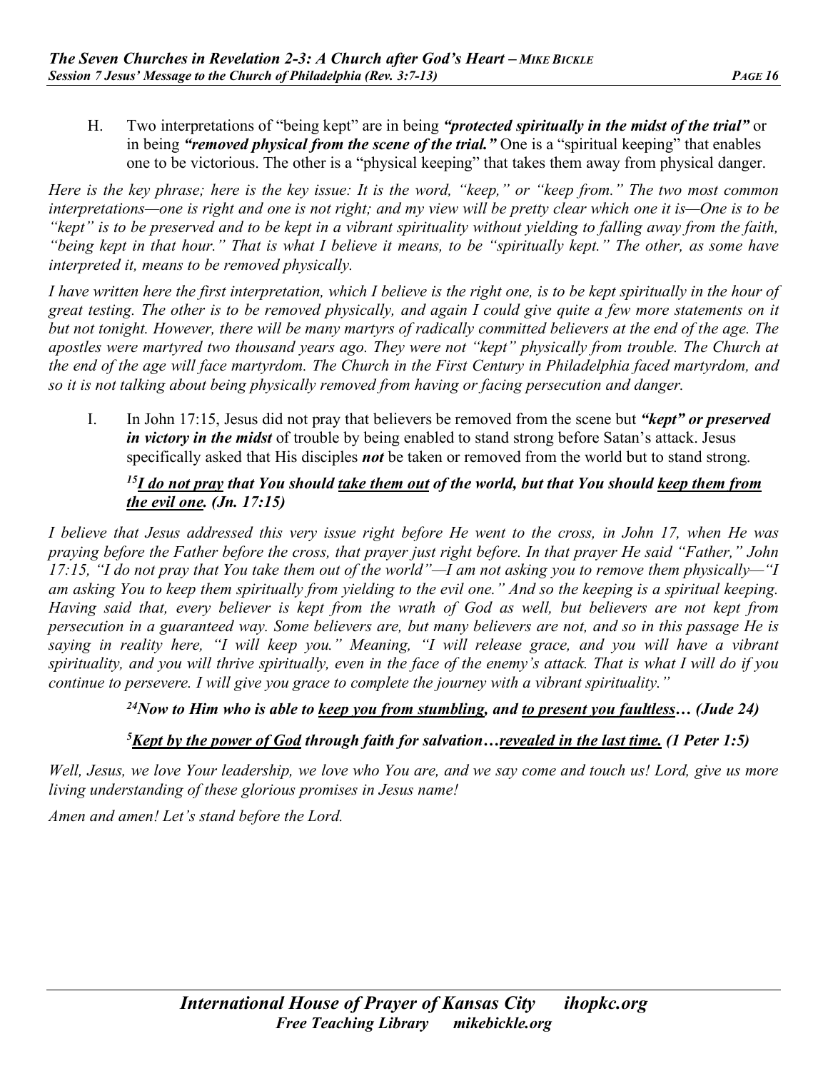H. Two interpretations of "being kept" are in being ***"protected spiritually in the midst of the trial"*** or in being ***"removed physical from the scene of the trial."*** One is a "spiritual keeping" that enables one to be victorious. The other is a "physical keeping" that takes them away from physical danger.

*Here is the key phrase; here is the key issue: It is the word, "keep," or "keep from." The two most common interpretations—one is right and one is not right; and my view will be pretty clear which one it is—One is to be "kept" is to be preserved and to be kept in a vibrant spirituality without yielding to falling away from the faith, "being kept in that hour." That is what I believe it means, to be "spiritually kept." The other, as some have interpreted it, means to be removed physically.*

*I have written here the first interpretation, which I believe is the right one, is to be kept spiritually in the hour of great testing. The other is to be removed physically, and again I could give quite a few more statements on it but not tonight. However, there will be many martyrs of radically committed believers at the end of the age. The apostles were martyred two thousand years ago. They were not "kept" physically from trouble. The Church at the end of the age will face martyrdom. The Church in the First Century in Philadelphia faced martyrdom, and so it is not talking about being physically removed from having or facing persecution and danger.*

I. In John 17:15, Jesus did not pray that believers be removed from the scene but ***"kept" or preserved in victory in the midst*** of trouble by being enabled to stand strong before Satan's attack. Jesus specifically asked that His disciples ***not*** be taken or removed from the world but to stand strong.

> ***[15]<u>I do not pray</u> that You should <u>take them out</u> of the world, but that You should <u>keep them from the evil one</u>. (Jn. 17:15)***

*I believe that Jesus addressed this very issue right before He went to the cross, in John 17, when He was praying before the Father before the cross, that prayer just right before. In that prayer He said "Father," John 17:15, "I do not pray that You take them out of the world"—I am not asking you to remove them physically—"I am asking You to keep them spiritually from yielding to the evil one." And so the keeping is a spiritual keeping. Having said that, every believer is kept from the wrath of God as well, but believers are not kept from persecution in a guaranteed way. Some believers are, but many believers are not, and so in this passage He is saying in reality here, "I will keep you." Meaning, "I will release grace, and you will have a vibrant spirituality, and you will thrive spiritually, even in the face of the enemy's attack. That is what I will do if you continue to persevere. I will give you grace to complete the journey with a vibrant spirituality."*

> ***[24]Now to Him who is able to <u>keep you from stumbling</u>, and <u>to present you faultless</u>… (Jude 24)***
>
> ***[5]<u>Kept by the power of God</u> through faith for salvation…<u>revealed in the last time.</u> (1 Peter 1:5)***

*Well, Jesus, we love Your leadership, we love who You are, and we say come and touch us! Lord, give us more living understanding of these glorious promises in Jesus name!*

*Amen and amen! Let's stand before the Lord.*